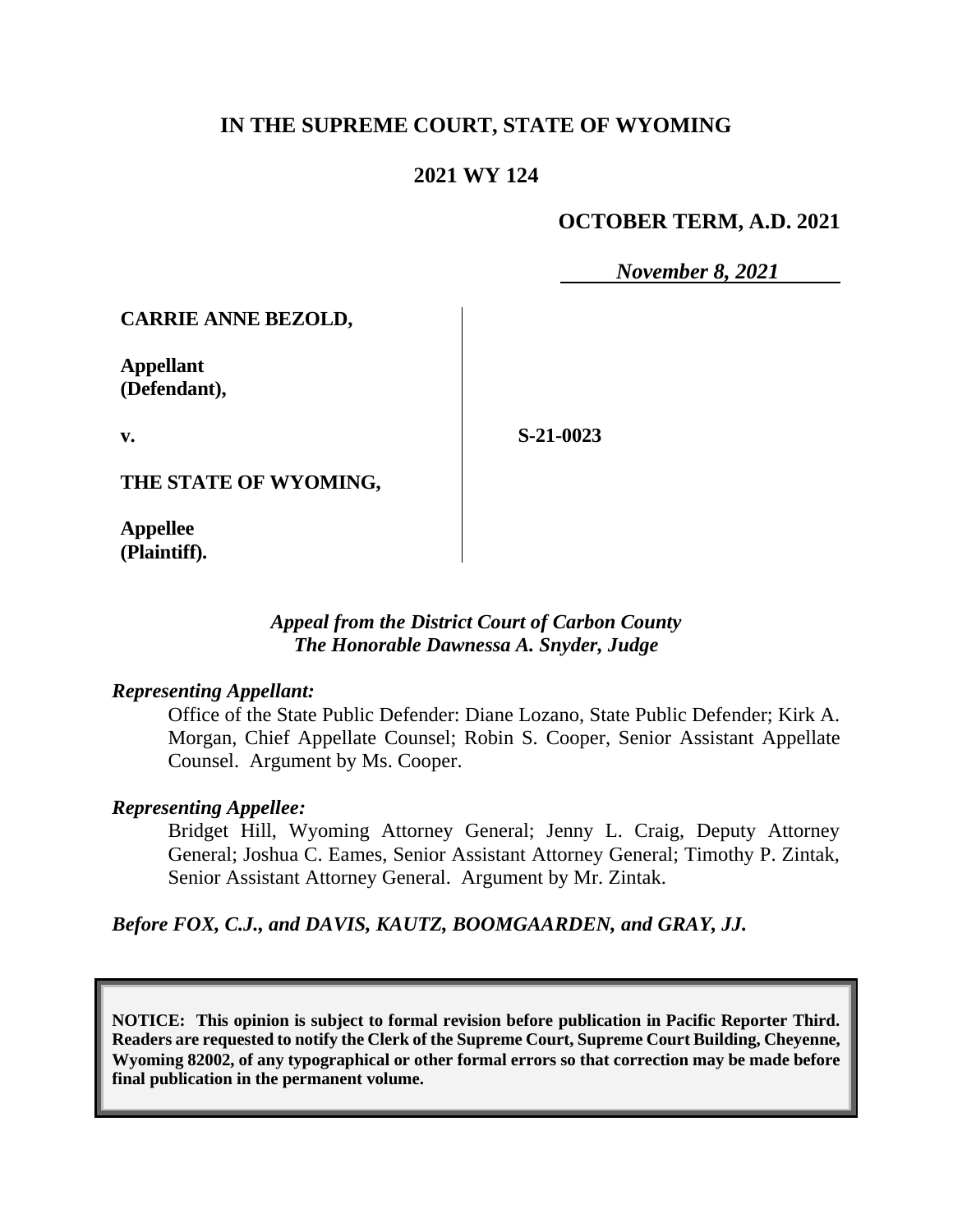# IN THE SUPREME COURT, STATE OF WYOMING

## 2021 WY 124

**OCTOBER TERM, A.D. 2021**

***November 8, 2021***

**CARRIE ANNE BEZOLD,**

**Appellant (Defendant),**

**v.**

**THE STATE OF WYOMING,**

**Appellee (Plaintiff).**

**S-21-0023**

*Appeal from the District Court of Carbon County*
*The Honorable Dawnessa A. Snyder, Judge*

*Representing Appellant:*

Office of the State Public Defender: Diane Lozano, State Public Defender; Kirk A. Morgan, Chief Appellate Counsel; Robin S. Cooper, Senior Assistant Appellate Counsel. Argument by Ms. Cooper.

*Representing Appellee:*

Bridget Hill, Wyoming Attorney General; Jenny L. Craig, Deputy Attorney General; Joshua C. Eames, Senior Assistant Attorney General; Timothy P. Zintak, Senior Assistant Attorney General. Argument by Mr. Zintak.

*Before FOX, C.J., and DAVIS, KAUTZ, BOOMGAARDEN, and GRAY, JJ.*

**NOTICE: This opinion is subject to formal revision before publication in Pacific Reporter Third. Readers are requested to notify the Clerk of the Supreme Court, Supreme Court Building, Cheyenne, Wyoming 82002, of any typographical or other formal errors so that correction may be made before final publication in the permanent volume.**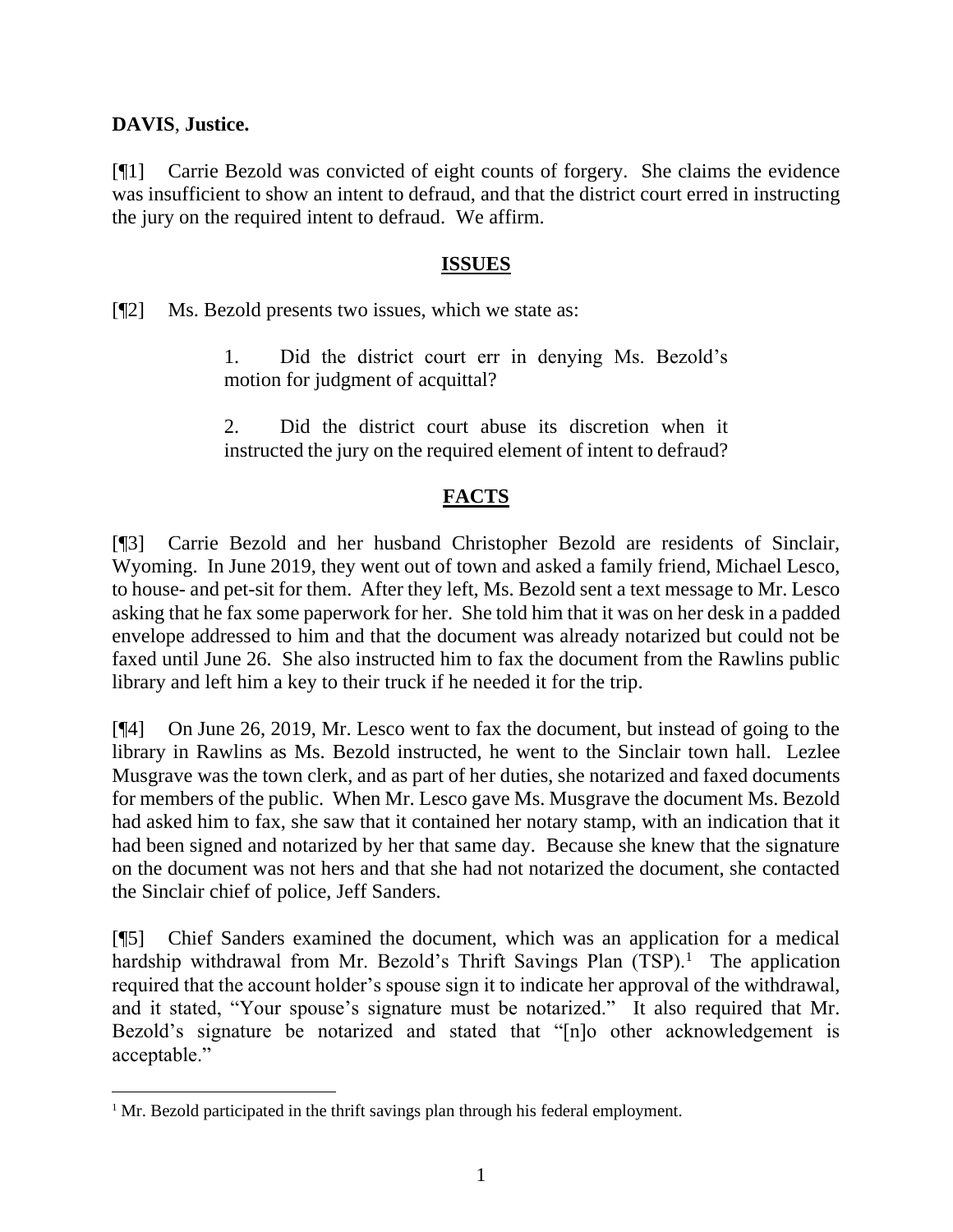**DAVIS**, **Justice.**

[¶1] Carrie Bezold was convicted of eight counts of forgery. She claims the evidence was insufficient to show an intent to defraud, and that the district court erred in instructing the jury on the required intent to defraud. We affirm.

## ISSUES

[¶2] Ms. Bezold presents two issues, which we state as:

> 1. Did the district court err in denying Ms. Bezold's motion for judgment of acquittal?
>
> 2. Did the district court abuse its discretion when it instructed the jury on the required element of intent to defraud?

## FACTS

[¶3] Carrie Bezold and her husband Christopher Bezold are residents of Sinclair, Wyoming. In June 2019, they went out of town and asked a family friend, Michael Lesco, to house- and pet-sit for them. After they left, Ms. Bezold sent a text message to Mr. Lesco asking that he fax some paperwork for her. She told him that it was on her desk in a padded envelope addressed to him and that the document was already notarized but could not be faxed until June 26. She also instructed him to fax the document from the Rawlins public library and left him a key to their truck if he needed it for the trip.

[¶4] On June 26, 2019, Mr. Lesco went to fax the document, but instead of going to the library in Rawlins as Ms. Bezold instructed, he went to the Sinclair town hall. Lezlee Musgrave was the town clerk, and as part of her duties, she notarized and faxed documents for members of the public. When Mr. Lesco gave Ms. Musgrave the document Ms. Bezold had asked him to fax, she saw that it contained her notary stamp, with an indication that it had been signed and notarized by her that same day. Because she knew that the signature on the document was not hers and that she had not notarized the document, she contacted the Sinclair chief of police, Jeff Sanders.

[¶5] Chief Sanders examined the document, which was an application for a medical hardship withdrawal from Mr. Bezold's Thrift Savings Plan (TSP).[1] The application required that the account holder's spouse sign it to indicate her approval of the withdrawal, and it stated, "Your spouse's signature must be notarized." It also required that Mr. Bezold's signature be notarized and stated that "[n]o other acknowledgement is acceptable."

---

[1] Mr. Bezold participated in the thrift savings plan through his federal employment.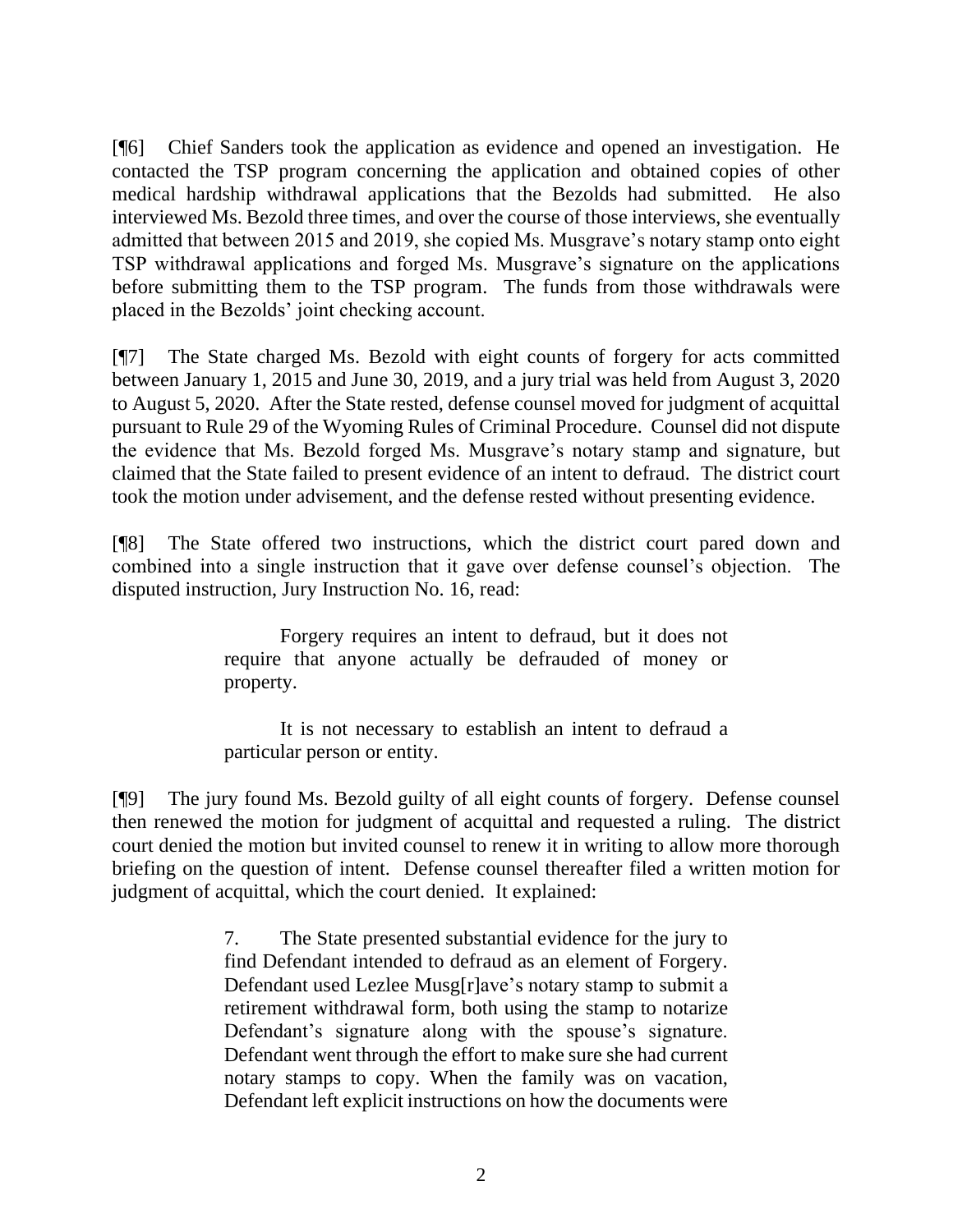[¶6] Chief Sanders took the application as evidence and opened an investigation. He contacted the TSP program concerning the application and obtained copies of other medical hardship withdrawal applications that the Bezolds had submitted. He also interviewed Ms. Bezold three times, and over the course of those interviews, she eventually admitted that between 2015 and 2019, she copied Ms. Musgrave's notary stamp onto eight TSP withdrawal applications and forged Ms. Musgrave's signature on the applications before submitting them to the TSP program. The funds from those withdrawals were placed in the Bezolds' joint checking account.

[¶7] The State charged Ms. Bezold with eight counts of forgery for acts committed between January 1, 2015 and June 30, 2019, and a jury trial was held from August 3, 2020 to August 5, 2020. After the State rested, defense counsel moved for judgment of acquittal pursuant to Rule 29 of the Wyoming Rules of Criminal Procedure. Counsel did not dispute the evidence that Ms. Bezold forged Ms. Musgrave's notary stamp and signature, but claimed that the State failed to present evidence of an intent to defraud. The district court took the motion under advisement, and the defense rested without presenting evidence.

[¶8] The State offered two instructions, which the district court pared down and combined into a single instruction that it gave over defense counsel's objection. The disputed instruction, Jury Instruction No. 16, read:

> Forgery requires an intent to defraud, but it does not require that anyone actually be defrauded of money or property.
>
> It is not necessary to establish an intent to defraud a particular person or entity.

[¶9] The jury found Ms. Bezold guilty of all eight counts of forgery. Defense counsel then renewed the motion for judgment of acquittal and requested a ruling. The district court denied the motion but invited counsel to renew it in writing to allow more thorough briefing on the question of intent. Defense counsel thereafter filed a written motion for judgment of acquittal, which the court denied. It explained:

> 7. The State presented substantial evidence for the jury to find Defendant intended to defraud as an element of Forgery. Defendant used Lezlee Musg[r]ave's notary stamp to submit a retirement withdrawal form, both using the stamp to notarize Defendant's signature along with the spouse's signature. Defendant went through the effort to make sure she had current notary stamps to copy. When the family was on vacation, Defendant left explicit instructions on how the documents were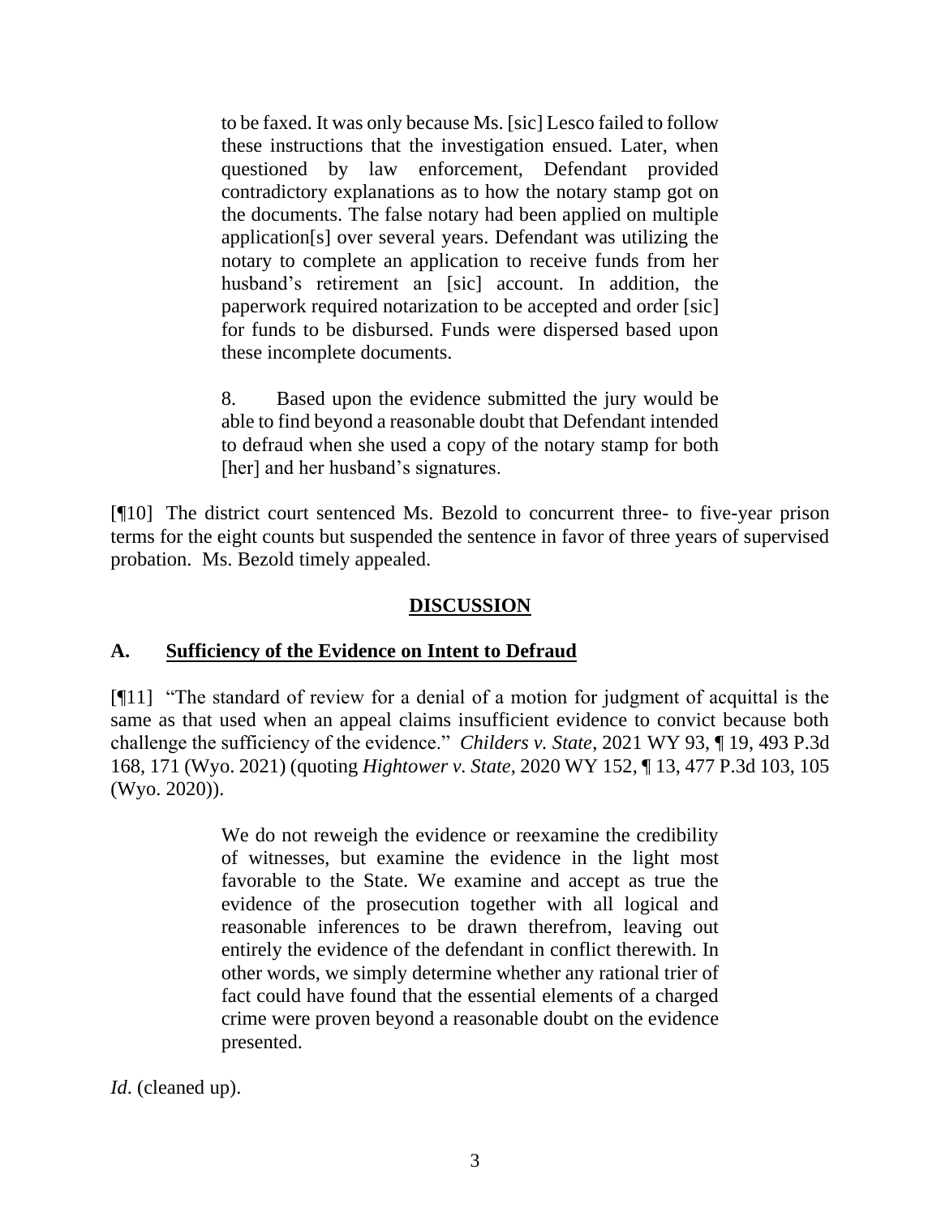> to be faxed. It was only because Ms. [sic] Lesco failed to follow these instructions that the investigation ensued. Later, when questioned by law enforcement, Defendant provided contradictory explanations as to how the notary stamp got on the documents. The false notary had been applied on multiple application[s] over several years. Defendant was utilizing the notary to complete an application to receive funds from her husband's retirement an [sic] account. In addition, the paperwork required notarization to be accepted and order [sic] for funds to be disbursed. Funds were dispersed based upon these incomplete documents.
>
> 8. Based upon the evidence submitted the jury would be able to find beyond a reasonable doubt that Defendant intended to defraud when she used a copy of the notary stamp for both [her] and her husband's signatures.

[¶10] The district court sentenced Ms. Bezold to concurrent three- to five-year prison terms for the eight counts but suspended the sentence in favor of three years of supervised probation. Ms. Bezold timely appealed.

## DISCUSSION

### A. Sufficiency of the Evidence on Intent to Defraud

[¶11] "The standard of review for a denial of a motion for judgment of acquittal is the same as that used when an appeal claims insufficient evidence to convict because both challenge the sufficiency of the evidence." *Childers v. State*, 2021 WY 93, ¶ 19, 493 P.3d 168, 171 (Wyo. 2021) (quoting *Hightower v. State*, 2020 WY 152, ¶ 13, 477 P.3d 103, 105 (Wyo. 2020)).

> We do not reweigh the evidence or reexamine the credibility of witnesses, but examine the evidence in the light most favorable to the State. We examine and accept as true the evidence of the prosecution together with all logical and reasonable inferences to be drawn therefrom, leaving out entirely the evidence of the defendant in conflict therewith. In other words, we simply determine whether any rational trier of fact could have found that the essential elements of a charged crime were proven beyond a reasonable doubt on the evidence presented.

*Id*. (cleaned up).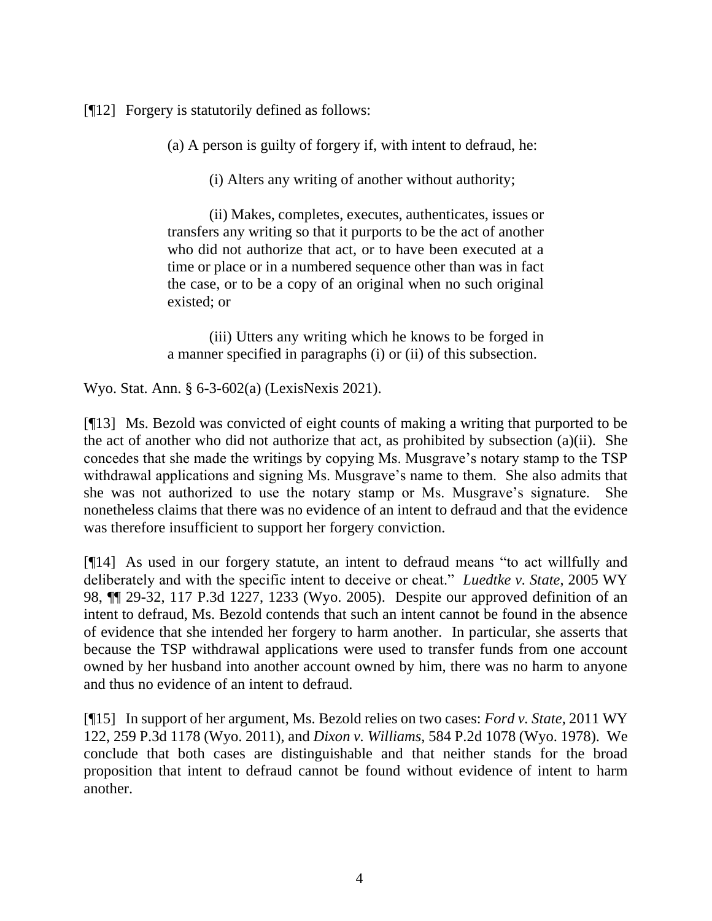[¶12] Forgery is statutorily defined as follows:

> (a) A person is guilty of forgery if, with intent to defraud, he:
>
> (i) Alters any writing of another without authority;
>
> (ii) Makes, completes, executes, authenticates, issues or transfers any writing so that it purports to be the act of another who did not authorize that act, or to have been executed at a time or place or in a numbered sequence other than was in fact the case, or to be a copy of an original when no such original existed; or
>
> (iii) Utters any writing which he knows to be forged in a manner specified in paragraphs (i) or (ii) of this subsection.

Wyo. Stat. Ann. § 6-3-602(a) (LexisNexis 2021).

[¶13] Ms. Bezold was convicted of eight counts of making a writing that purported to be the act of another who did not authorize that act, as prohibited by subsection (a)(ii). She concedes that she made the writings by copying Ms. Musgrave's notary stamp to the TSP withdrawal applications and signing Ms. Musgrave's name to them. She also admits that she was not authorized to use the notary stamp or Ms. Musgrave's signature. She nonetheless claims that there was no evidence of an intent to defraud and that the evidence was therefore insufficient to support her forgery conviction.

[¶14] As used in our forgery statute, an intent to defraud means "to act willfully and deliberately and with the specific intent to deceive or cheat." *Luedtke v. State*, 2005 WY 98, ¶¶ 29-32, 117 P.3d 1227, 1233 (Wyo. 2005). Despite our approved definition of an intent to defraud, Ms. Bezold contends that such an intent cannot be found in the absence of evidence that she intended her forgery to harm another. In particular, she asserts that because the TSP withdrawal applications were used to transfer funds from one account owned by her husband into another account owned by him, there was no harm to anyone and thus no evidence of an intent to defraud.

[¶15] In support of her argument, Ms. Bezold relies on two cases: *Ford v. State*, 2011 WY 122, 259 P.3d 1178 (Wyo. 2011), and *Dixon v. Williams*, 584 P.2d 1078 (Wyo. 1978). We conclude that both cases are distinguishable and that neither stands for the broad proposition that intent to defraud cannot be found without evidence of intent to harm another.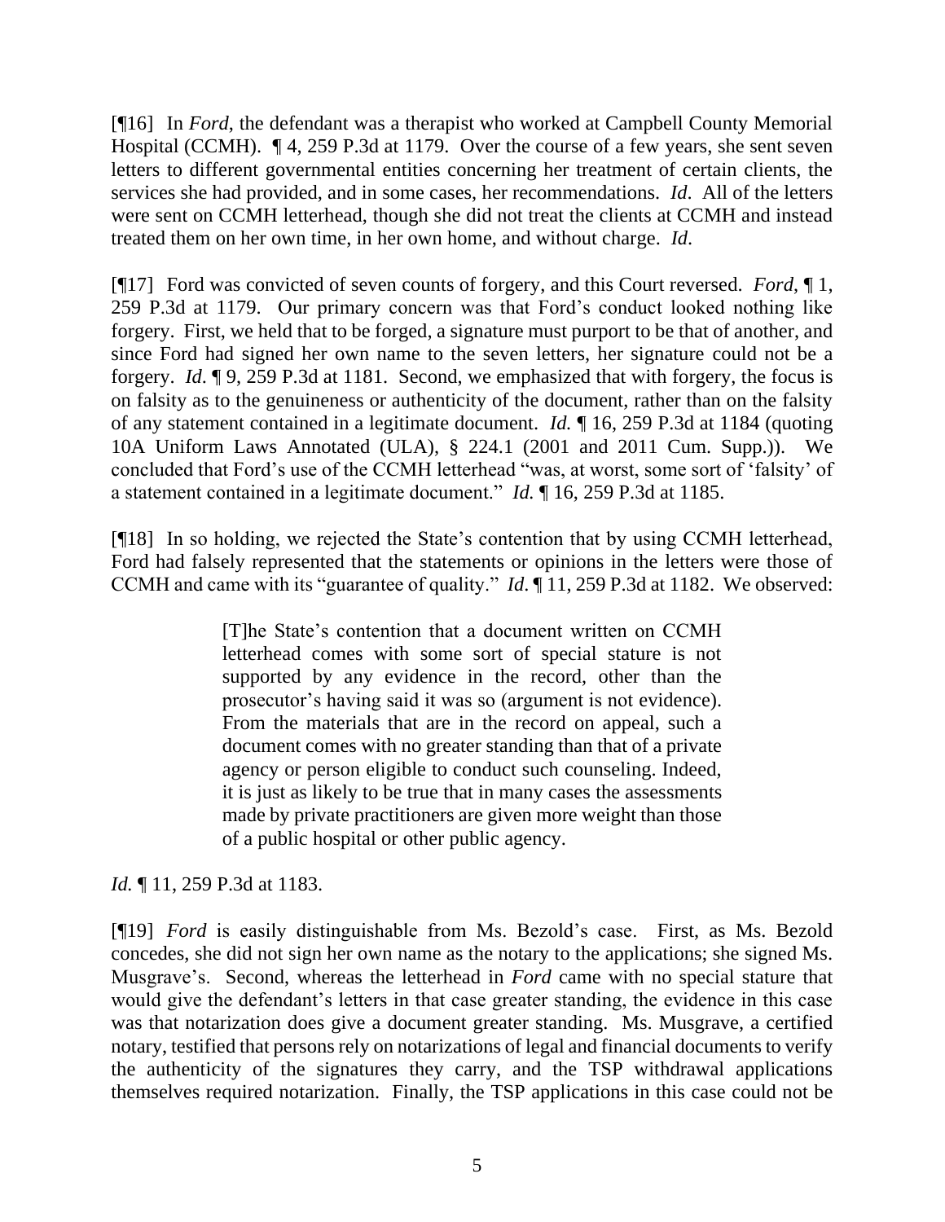[¶16] In *Ford*, the defendant was a therapist who worked at Campbell County Memorial Hospital (CCMH). ¶ 4, 259 P.3d at 1179. Over the course of a few years, she sent seven letters to different governmental entities concerning her treatment of certain clients, the services she had provided, and in some cases, her recommendations. *Id*. All of the letters were sent on CCMH letterhead, though she did not treat the clients at CCMH and instead treated them on her own time, in her own home, and without charge. *Id*.

[¶17] Ford was convicted of seven counts of forgery, and this Court reversed. *Ford*, ¶ 1, 259 P.3d at 1179. Our primary concern was that Ford's conduct looked nothing like forgery. First, we held that to be forged, a signature must purport to be that of another, and since Ford had signed her own name to the seven letters, her signature could not be a forgery. *Id*. ¶ 9, 259 P.3d at 1181. Second, we emphasized that with forgery, the focus is on falsity as to the genuineness or authenticity of the document, rather than on the falsity of any statement contained in a legitimate document. *Id.* ¶ 16, 259 P.3d at 1184 (quoting 10A Uniform Laws Annotated (ULA), § 224.1 (2001 and 2011 Cum. Supp.)). We concluded that Ford's use of the CCMH letterhead "was, at worst, some sort of 'falsity' of a statement contained in a legitimate document." *Id.* ¶ 16, 259 P.3d at 1185.

[¶18] In so holding, we rejected the State's contention that by using CCMH letterhead, Ford had falsely represented that the statements or opinions in the letters were those of CCMH and came with its "guarantee of quality." *Id*. ¶ 11, 259 P.3d at 1182. We observed:

> [T]he State's contention that a document written on CCMH letterhead comes with some sort of special stature is not supported by any evidence in the record, other than the prosecutor's having said it was so (argument is not evidence). From the materials that are in the record on appeal, such a document comes with no greater standing than that of a private agency or person eligible to conduct such counseling. Indeed, it is just as likely to be true that in many cases the assessments made by private practitioners are given more weight than those of a public hospital or other public agency.

*Id.* ¶ 11, 259 P.3d at 1183.

[¶19] *Ford* is easily distinguishable from Ms. Bezold's case. First, as Ms. Bezold concedes, she did not sign her own name as the notary to the applications; she signed Ms. Musgrave's. Second, whereas the letterhead in *Ford* came with no special stature that would give the defendant's letters in that case greater standing, the evidence in this case was that notarization does give a document greater standing. Ms. Musgrave, a certified notary, testified that persons rely on notarizations of legal and financial documents to verify the authenticity of the signatures they carry, and the TSP withdrawal applications themselves required notarization. Finally, the TSP applications in this case could not be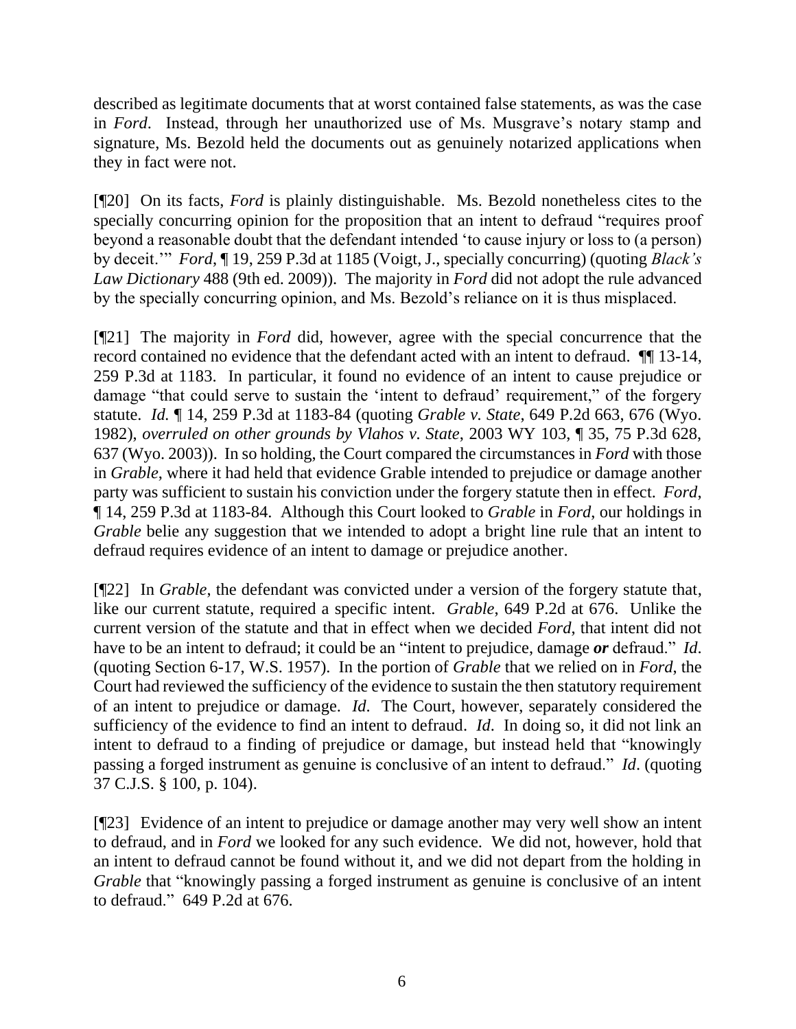described as legitimate documents that at worst contained false statements, as was the case in *Ford*. Instead, through her unauthorized use of Ms. Musgrave's notary stamp and signature, Ms. Bezold held the documents out as genuinely notarized applications when they in fact were not.

[¶20] On its facts, *Ford* is plainly distinguishable. Ms. Bezold nonetheless cites to the specially concurring opinion for the proposition that an intent to defraud "requires proof beyond a reasonable doubt that the defendant intended 'to cause injury or loss to (a person) by deceit.'" *Ford*, ¶ 19, 259 P.3d at 1185 (Voigt, J., specially concurring) (quoting *Black's Law Dictionary* 488 (9th ed. 2009)). The majority in *Ford* did not adopt the rule advanced by the specially concurring opinion, and Ms. Bezold's reliance on it is thus misplaced.

[¶21] The majority in *Ford* did, however, agree with the special concurrence that the record contained no evidence that the defendant acted with an intent to defraud. ¶¶ 13-14, 259 P.3d at 1183. In particular, it found no evidence of an intent to cause prejudice or damage "that could serve to sustain the 'intent to defraud' requirement," of the forgery statute. *Id.* ¶ 14, 259 P.3d at 1183-84 (quoting *Grable v. State*, 649 P.2d 663, 676 (Wyo. 1982), *overruled on other grounds by Vlahos v. State*, 2003 WY 103, ¶ 35, 75 P.3d 628, 637 (Wyo. 2003)). In so holding, the Court compared the circumstances in *Ford* with those in *Grable*, where it had held that evidence Grable intended to prejudice or damage another party was sufficient to sustain his conviction under the forgery statute then in effect. *Ford*, ¶ 14, 259 P.3d at 1183-84. Although this Court looked to *Grable* in *Ford*, our holdings in *Grable* belie any suggestion that we intended to adopt a bright line rule that an intent to defraud requires evidence of an intent to damage or prejudice another.

[¶22] In *Grable*, the defendant was convicted under a version of the forgery statute that, like our current statute, required a specific intent. *Grable*, 649 P.2d at 676. Unlike the current version of the statute and that in effect when we decided *Ford*, that intent did not have to be an intent to defraud; it could be an "intent to prejudice, damage ***or*** defraud." *Id*. (quoting Section 6-17, W.S. 1957). In the portion of *Grable* that we relied on in *Ford*, the Court had reviewed the sufficiency of the evidence to sustain the then statutory requirement of an intent to prejudice or damage. *Id*. The Court, however, separately considered the sufficiency of the evidence to find an intent to defraud. *Id*. In doing so, it did not link an intent to defraud to a finding of prejudice or damage, but instead held that "knowingly passing a forged instrument as genuine is conclusive of an intent to defraud." *Id*. (quoting 37 C.J.S. § 100, p. 104).

[¶23] Evidence of an intent to prejudice or damage another may very well show an intent to defraud, and in *Ford* we looked for any such evidence. We did not, however, hold that an intent to defraud cannot be found without it, and we did not depart from the holding in *Grable* that "knowingly passing a forged instrument as genuine is conclusive of an intent to defraud." 649 P.2d at 676.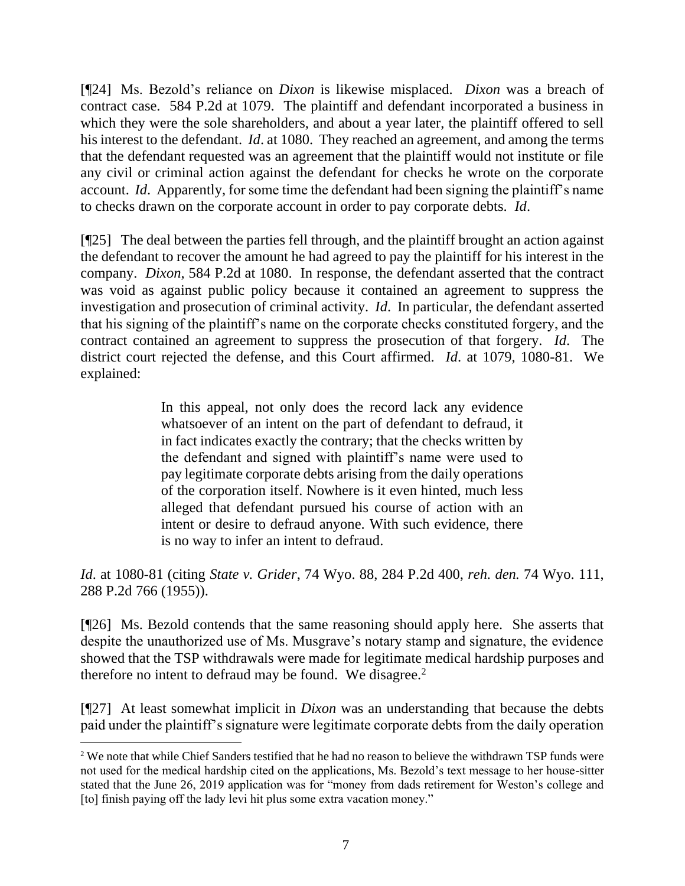[¶24] Ms. Bezold's reliance on *Dixon* is likewise misplaced. *Dixon* was a breach of contract case. 584 P.2d at 1079. The plaintiff and defendant incorporated a business in which they were the sole shareholders, and about a year later, the plaintiff offered to sell his interest to the defendant. *Id*. at 1080. They reached an agreement, and among the terms that the defendant requested was an agreement that the plaintiff would not institute or file any civil or criminal action against the defendant for checks he wrote on the corporate account. *Id*. Apparently, for some time the defendant had been signing the plaintiff's name to checks drawn on the corporate account in order to pay corporate debts. *Id*.

[¶25] The deal between the parties fell through, and the plaintiff brought an action against the defendant to recover the amount he had agreed to pay the plaintiff for his interest in the company. *Dixon*, 584 P.2d at 1080. In response, the defendant asserted that the contract was void as against public policy because it contained an agreement to suppress the investigation and prosecution of criminal activity. *Id*. In particular, the defendant asserted that his signing of the plaintiff's name on the corporate checks constituted forgery, and the contract contained an agreement to suppress the prosecution of that forgery. *Id*. The district court rejected the defense, and this Court affirmed. *Id*. at 1079, 1080-81. We explained:

> In this appeal, not only does the record lack any evidence whatsoever of an intent on the part of defendant to defraud, it in fact indicates exactly the contrary; that the checks written by the defendant and signed with plaintiff's name were used to pay legitimate corporate debts arising from the daily operations of the corporation itself. Nowhere is it even hinted, much less alleged that defendant pursued his course of action with an intent or desire to defraud anyone. With such evidence, there is no way to infer an intent to defraud.

*Id*. at 1080-81 (citing *State v. Grider*, 74 Wyo. 88, 284 P.2d 400, *reh. den.* 74 Wyo. 111, 288 P.2d 766 (1955)).

[¶26] Ms. Bezold contends that the same reasoning should apply here. She asserts that despite the unauthorized use of Ms. Musgrave's notary stamp and signature, the evidence showed that the TSP withdrawals were made for legitimate medical hardship purposes and therefore no intent to defraud may be found. We disagree.[2]

[¶27] At least somewhat implicit in *Dixon* was an understanding that because the debts paid under the plaintiff's signature were legitimate corporate debts from the daily operation

---

[2] We note that while Chief Sanders testified that he had no reason to believe the withdrawn TSP funds were not used for the medical hardship cited on the applications, Ms. Bezold's text message to her house-sitter stated that the June 26, 2019 application was for "money from dads retirement for Weston's college and [to] finish paying off the lady levi hit plus some extra vacation money."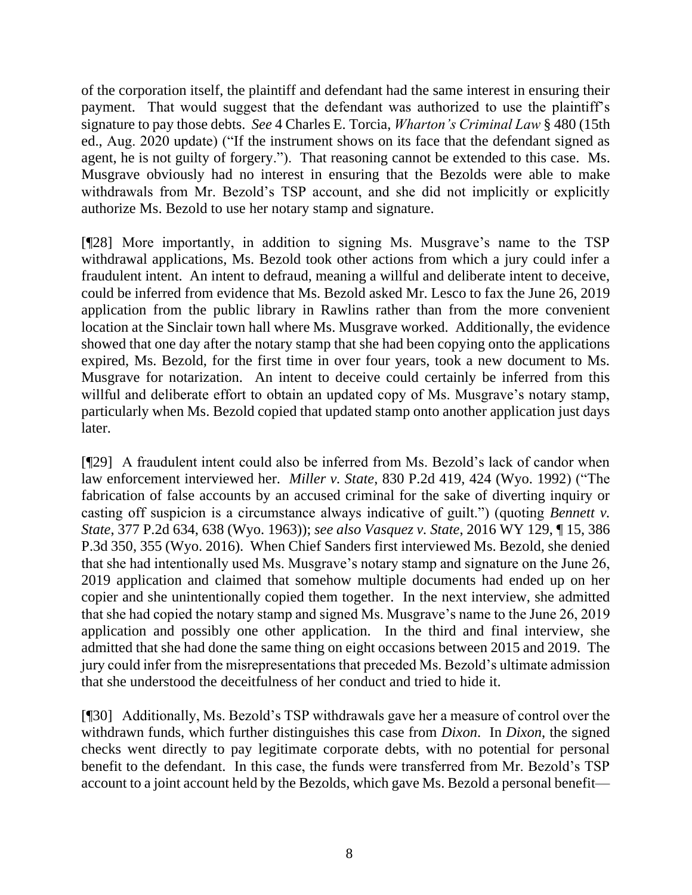of the corporation itself, the plaintiff and defendant had the same interest in ensuring their payment. That would suggest that the defendant was authorized to use the plaintiff's signature to pay those debts. *See* 4 Charles E. Torcia, *Wharton's Criminal Law* § 480 (15th ed., Aug. 2020 update) ("If the instrument shows on its face that the defendant signed as agent, he is not guilty of forgery."). That reasoning cannot be extended to this case. Ms. Musgrave obviously had no interest in ensuring that the Bezolds were able to make withdrawals from Mr. Bezold's TSP account, and she did not implicitly or explicitly authorize Ms. Bezold to use her notary stamp and signature.

[¶28] More importantly, in addition to signing Ms. Musgrave's name to the TSP withdrawal applications, Ms. Bezold took other actions from which a jury could infer a fraudulent intent. An intent to defraud, meaning a willful and deliberate intent to deceive, could be inferred from evidence that Ms. Bezold asked Mr. Lesco to fax the June 26, 2019 application from the public library in Rawlins rather than from the more convenient location at the Sinclair town hall where Ms. Musgrave worked. Additionally, the evidence showed that one day after the notary stamp that she had been copying onto the applications expired, Ms. Bezold, for the first time in over four years, took a new document to Ms. Musgrave for notarization. An intent to deceive could certainly be inferred from this willful and deliberate effort to obtain an updated copy of Ms. Musgrave's notary stamp, particularly when Ms. Bezold copied that updated stamp onto another application just days later.

[¶29] A fraudulent intent could also be inferred from Ms. Bezold's lack of candor when law enforcement interviewed her. *Miller v. State,* 830 P.2d 419, 424 (Wyo. 1992) ("The fabrication of false accounts by an accused criminal for the sake of diverting inquiry or casting off suspicion is a circumstance always indicative of guilt.") (quoting *Bennett v. State*, 377 P.2d 634, 638 (Wyo. 1963)); *see also Vasquez v. State*, 2016 WY 129, ¶ 15, 386 P.3d 350, 355 (Wyo. 2016). When Chief Sanders first interviewed Ms. Bezold, she denied that she had intentionally used Ms. Musgrave's notary stamp and signature on the June 26, 2019 application and claimed that somehow multiple documents had ended up on her copier and she unintentionally copied them together. In the next interview, she admitted that she had copied the notary stamp and signed Ms. Musgrave's name to the June 26, 2019 application and possibly one other application. In the third and final interview, she admitted that she had done the same thing on eight occasions between 2015 and 2019. The jury could infer from the misrepresentations that preceded Ms. Bezold's ultimate admission that she understood the deceitfulness of her conduct and tried to hide it.

[¶30] Additionally, Ms. Bezold's TSP withdrawals gave her a measure of control over the withdrawn funds, which further distinguishes this case from *Dixon*. In *Dixon*, the signed checks went directly to pay legitimate corporate debts, with no potential for personal benefit to the defendant. In this case, the funds were transferred from Mr. Bezold's TSP account to a joint account held by the Bezolds, which gave Ms. Bezold a personal benefit—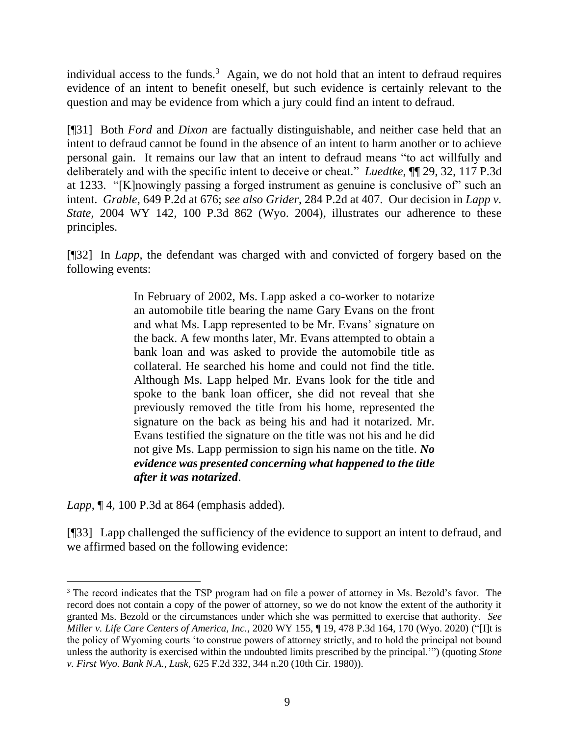individual access to the funds.[3] Again, we do not hold that an intent to defraud requires evidence of an intent to benefit oneself, but such evidence is certainly relevant to the question and may be evidence from which a jury could find an intent to defraud.

[¶31] Both *Ford* and *Dixon* are factually distinguishable, and neither case held that an intent to defraud cannot be found in the absence of an intent to harm another or to achieve personal gain. It remains our law that an intent to defraud means "to act willfully and deliberately and with the specific intent to deceive or cheat." *Luedtke*, ¶¶ 29, 32, 117 P.3d at 1233. "[K]nowingly passing a forged instrument as genuine is conclusive of" such an intent. *Grable*, 649 P.2d at 676; *see also Grider*, 284 P.2d at 407. Our decision in *Lapp v. State*, 2004 WY 142, 100 P.3d 862 (Wyo. 2004), illustrates our adherence to these principles.

[¶32] In *Lapp*, the defendant was charged with and convicted of forgery based on the following events:

> In February of 2002, Ms. Lapp asked a co-worker to notarize an automobile title bearing the name Gary Evans on the front and what Ms. Lapp represented to be Mr. Evans' signature on the back. A few months later, Mr. Evans attempted to obtain a bank loan and was asked to provide the automobile title as collateral. He searched his home and could not find the title. Although Ms. Lapp helped Mr. Evans look for the title and spoke to the bank loan officer, she did not reveal that she previously removed the title from his home, represented the signature on the back as being his and had it notarized. Mr. Evans testified the signature on the title was not his and he did not give Ms. Lapp permission to sign his name on the title. ***No evidence was presented concerning what happened to the title after it was notarized***.

*Lapp*, ¶ 4, 100 P.3d at 864 (emphasis added).

[¶33] Lapp challenged the sufficiency of the evidence to support an intent to defraud, and we affirmed based on the following evidence:

---

[3] The record indicates that the TSP program had on file a power of attorney in Ms. Bezold's favor. The record does not contain a copy of the power of attorney, so we do not know the extent of the authority it granted Ms. Bezold or the circumstances under which she was permitted to exercise that authority. *See Miller v. Life Care Centers of America, Inc.*, 2020 WY 155, ¶ 19, 478 P.3d 164, 170 (Wyo. 2020) ("[I]t is the policy of Wyoming courts 'to construe powers of attorney strictly, and to hold the principal not bound unless the authority is exercised within the undoubted limits prescribed by the principal.'") (quoting *Stone v. First Wyo. Bank N.A., Lusk*, 625 F.2d 332, 344 n.20 (10th Cir. 1980)).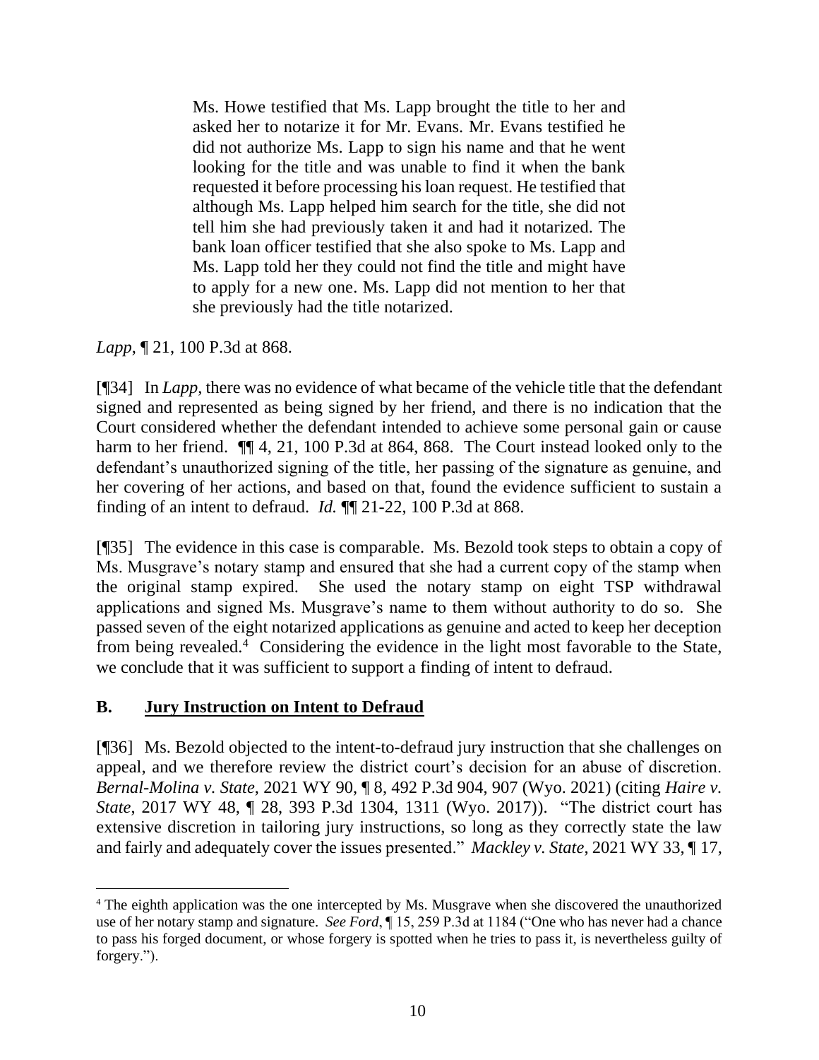> Ms. Howe testified that Ms. Lapp brought the title to her and asked her to notarize it for Mr. Evans. Mr. Evans testified he did not authorize Ms. Lapp to sign his name and that he went looking for the title and was unable to find it when the bank requested it before processing his loan request. He testified that although Ms. Lapp helped him search for the title, she did not tell him she had previously taken it and had it notarized. The bank loan officer testified that she also spoke to Ms. Lapp and Ms. Lapp told her they could not find the title and might have to apply for a new one. Ms. Lapp did not mention to her that she previously had the title notarized.

*Lapp*, ¶ 21, 100 P.3d at 868.

[¶34] In *Lapp*, there was no evidence of what became of the vehicle title that the defendant signed and represented as being signed by her friend, and there is no indication that the Court considered whether the defendant intended to achieve some personal gain or cause harm to her friend. ¶¶ 4, 21, 100 P.3d at 864, 868. The Court instead looked only to the defendant's unauthorized signing of the title, her passing of the signature as genuine, and her covering of her actions, and based on that, found the evidence sufficient to sustain a finding of an intent to defraud. *Id.* ¶¶ 21-22, 100 P.3d at 868.

[¶35] The evidence in this case is comparable. Ms. Bezold took steps to obtain a copy of Ms. Musgrave's notary stamp and ensured that she had a current copy of the stamp when the original stamp expired. She used the notary stamp on eight TSP withdrawal applications and signed Ms. Musgrave's name to them without authority to do so. She passed seven of the eight notarized applications as genuine and acted to keep her deception from being revealed.[4] Considering the evidence in the light most favorable to the State, we conclude that it was sufficient to support a finding of intent to defraud.

## B. Jury Instruction on Intent to Defraud

[¶36] Ms. Bezold objected to the intent-to-defraud jury instruction that she challenges on appeal, and we therefore review the district court's decision for an abuse of discretion. *Bernal-Molina v. State*, 2021 WY 90, ¶ 8, 492 P.3d 904, 907 (Wyo. 2021) (citing *Haire v. State*, 2017 WY 48, ¶ 28, 393 P.3d 1304, 1311 (Wyo. 2017)). "The district court has extensive discretion in tailoring jury instructions, so long as they correctly state the law and fairly and adequately cover the issues presented." *Mackley v. State*, 2021 WY 33, ¶ 17,

---

[4] The eighth application was the one intercepted by Ms. Musgrave when she discovered the unauthorized use of her notary stamp and signature. *See Ford*, ¶ 15, 259 P.3d at 1184 ("One who has never had a chance to pass his forged document, or whose forgery is spotted when he tries to pass it, is nevertheless guilty of forgery.").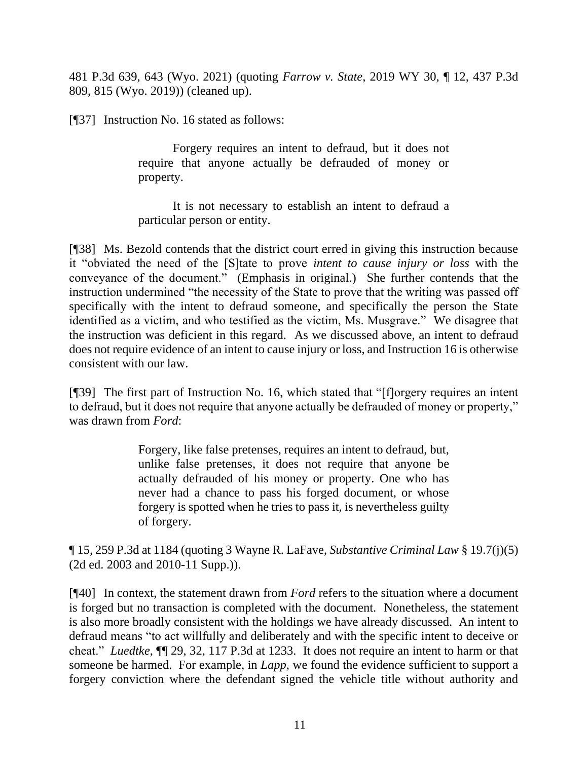481 P.3d 639, 643 (Wyo. 2021) (quoting *Farrow v. State*, 2019 WY 30, ¶ 12, 437 P.3d 809, 815 (Wyo. 2019)) (cleaned up).

[¶37] Instruction No. 16 stated as follows:

> Forgery requires an intent to defraud, but it does not require that anyone actually be defrauded of money or property.
>
> It is not necessary to establish an intent to defraud a particular person or entity.

[¶38] Ms. Bezold contends that the district court erred in giving this instruction because it "obviated the need of the [S]tate to prove *intent to cause injury or loss* with the conveyance of the document." (Emphasis in original.) She further contends that the instruction undermined "the necessity of the State to prove that the writing was passed off specifically with the intent to defraud someone, and specifically the person the State identified as a victim, and who testified as the victim, Ms. Musgrave." We disagree that the instruction was deficient in this regard. As we discussed above, an intent to defraud does not require evidence of an intent to cause injury or loss, and Instruction 16 is otherwise consistent with our law.

[¶39] The first part of Instruction No. 16, which stated that "[f]orgery requires an intent to defraud, but it does not require that anyone actually be defrauded of money or property," was drawn from *Ford*:

> Forgery, like false pretenses, requires an intent to defraud, but, unlike false pretenses, it does not require that anyone be actually defrauded of his money or property. One who has never had a chance to pass his forged document, or whose forgery is spotted when he tries to pass it, is nevertheless guilty of forgery.

¶ 15, 259 P.3d at 1184 (quoting 3 Wayne R. LaFave, *Substantive Criminal Law* § 19.7(j)(5) (2d ed. 2003 and 2010-11 Supp.)).

[¶40] In context, the statement drawn from *Ford* refers to the situation where a document is forged but no transaction is completed with the document. Nonetheless, the statement is also more broadly consistent with the holdings we have already discussed. An intent to defraud means "to act willfully and deliberately and with the specific intent to deceive or cheat." *Luedtke*, ¶¶ 29, 32, 117 P.3d at 1233. It does not require an intent to harm or that someone be harmed. For example, in *Lapp*, we found the evidence sufficient to support a forgery conviction where the defendant signed the vehicle title without authority and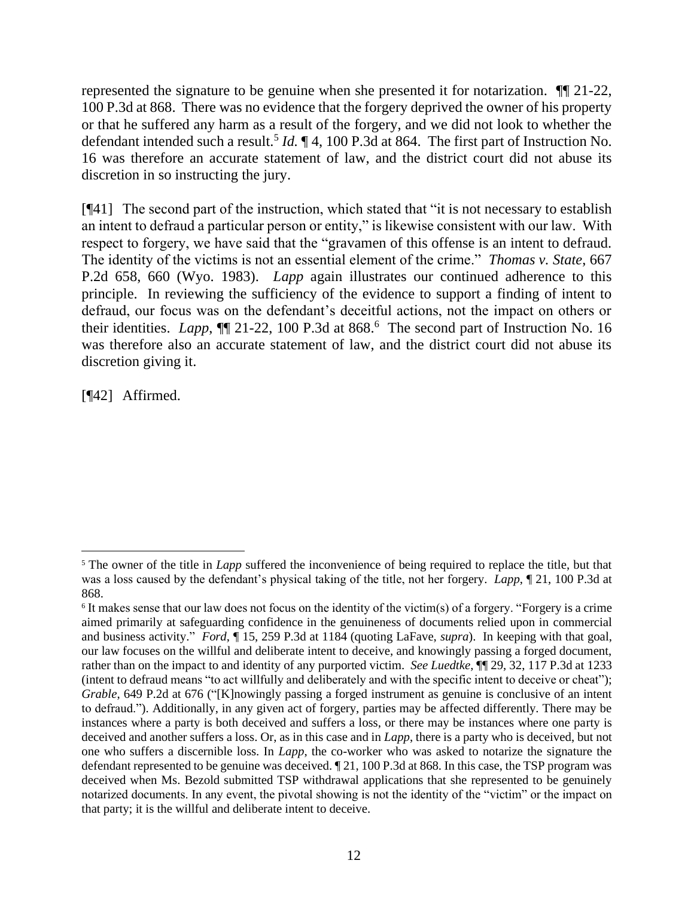represented the signature to be genuine when she presented it for notarization. ¶¶ 21-22, 100 P.3d at 868. There was no evidence that the forgery deprived the owner of his property or that he suffered any harm as a result of the forgery, and we did not look to whether the defendant intended such a result.[5] *Id.* ¶ 4, 100 P.3d at 864. The first part of Instruction No. 16 was therefore an accurate statement of law, and the district court did not abuse its discretion in so instructing the jury.

[¶41] The second part of the instruction, which stated that "it is not necessary to establish an intent to defraud a particular person or entity," is likewise consistent with our law. With respect to forgery, we have said that the "gravamen of this offense is an intent to defraud. The identity of the victims is not an essential element of the crime." *Thomas v. State*, 667 P.2d 658, 660 (Wyo. 1983). *Lapp* again illustrates our continued adherence to this principle. In reviewing the sufficiency of the evidence to support a finding of intent to defraud, our focus was on the defendant's deceitful actions, not the impact on others or their identities. *Lapp*, ¶¶ 21-22, 100 P.3d at 868.[6] The second part of Instruction No. 16 was therefore also an accurate statement of law, and the district court did not abuse its discretion giving it.

[¶42] Affirmed.

---

[5] The owner of the title in *Lapp* suffered the inconvenience of being required to replace the title, but that was a loss caused by the defendant's physical taking of the title, not her forgery. *Lapp*, ¶ 21, 100 P.3d at 868.

[6] It makes sense that our law does not focus on the identity of the victim(s) of a forgery. "Forgery is a crime aimed primarily at safeguarding confidence in the genuineness of documents relied upon in commercial and business activity." *Ford*, ¶ 15, 259 P.3d at 1184 (quoting LaFave, *supra*). In keeping with that goal, our law focuses on the willful and deliberate intent to deceive, and knowingly passing a forged document, rather than on the impact to and identity of any purported victim. *See Luedtke*, ¶¶ 29, 32, 117 P.3d at 1233 (intent to defraud means "to act willfully and deliberately and with the specific intent to deceive or cheat"); *Grable*, 649 P.2d at 676 ("[K]nowingly passing a forged instrument as genuine is conclusive of an intent to defraud."). Additionally, in any given act of forgery, parties may be affected differently. There may be instances where a party is both deceived and suffers a loss, or there may be instances where one party is deceived and another suffers a loss. Or, as in this case and in *Lapp*, there is a party who is deceived, but not one who suffers a discernible loss. In *Lapp*, the co-worker who was asked to notarize the signature the defendant represented to be genuine was deceived. ¶ 21, 100 P.3d at 868. In this case, the TSP program was deceived when Ms. Bezold submitted TSP withdrawal applications that she represented to be genuinely notarized documents. In any event, the pivotal showing is not the identity of the "victim" or the impact on that party; it is the willful and deliberate intent to deceive.